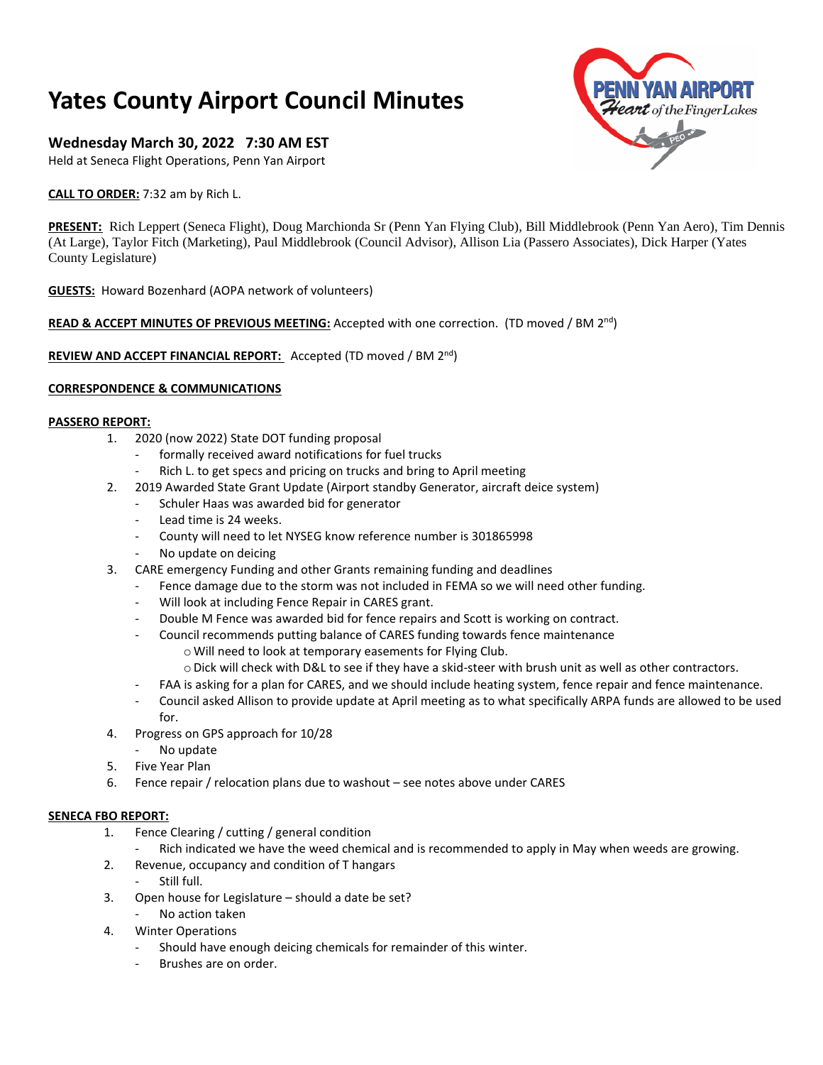# Yates County Airport Council Minutes

### Wednesday March 30, 2022 7:30 AM EST

Held at Seneca Flight Operations, Penn Yan Airport

**CALL TO ORDER:** 7:32 am by Rich L.

**PRESENT:** Rich Leppert (Seneca Flight), Doug Marchionda Sr (Penn Yan Flying Club), Bill Middlebrook (Penn Yan Aero), Tim Dennis (At Large), Taylor Fitch (Marketing), Paul Middlebrook (Council Advisor), Allison Lia (Passero Associates), Dick Harper (Yates County Legislature)

**GUESTS:** Howard Bozenhard (AOPA network of volunteers)

**READ & ACCEPT MINUTES OF PREVIOUS MEETING:** Accepted with one correction. (TD moved / BM 2nd)

**REVIEW AND ACCEPT FINANCIAL REPORT:** Accepted (TD moved / BM 2nd)

**CORRESPONDENCE & COMMUNICATIONS**

**PASSERO REPORT:**

1. 2020 (now 2022) State DOT funding proposal
   - formally received award notifications for fuel trucks
   - Rich L. to get specs and pricing on trucks and bring to April meeting
2. 2019 Awarded State Grant Update (Airport standby Generator, aircraft deice system)
   - Schuler Haas was awarded bid for generator
   - Lead time is 24 weeks.
   - County will need to let NYSEG know reference number is 301865998
   - No update on deicing
3. CARE emergency Funding and other Grants remaining funding and deadlines
   - Fence damage due to the storm was not included in FEMA so we will need other funding.
   - Will look at including Fence Repair in CARES grant.
   - Double M Fence was awarded bid for fence repairs and Scott is working on contract.
   - Council recommends putting balance of CARES funding towards fence maintenance
     - Will need to look at temporary easements for Flying Club.
     - Dick will check with D&L to see if they have a skid-steer with brush unit as well as other contractors.
   - FAA is asking for a plan for CARES, and we should include heating system, fence repair and fence maintenance.
   - Council asked Allison to provide update at April meeting as to what specifically ARPA funds are allowed to be used for.
4. Progress on GPS approach for 10/28
   - No update
5. Five Year Plan
6. Fence repair / relocation plans due to washout – see notes above under CARES

**SENECA FBO REPORT:**

1. Fence Clearing / cutting / general condition
   - Rich indicated we have the weed chemical and is recommended to apply in May when weeds are growing.
2. Revenue, occupancy and condition of T hangars
   - Still full.
3. Open house for Legislature – should a date be set?
   - No action taken
4. Winter Operations
   - Should have enough deicing chemicals for remainder of this winter.
   - Brushes are on order.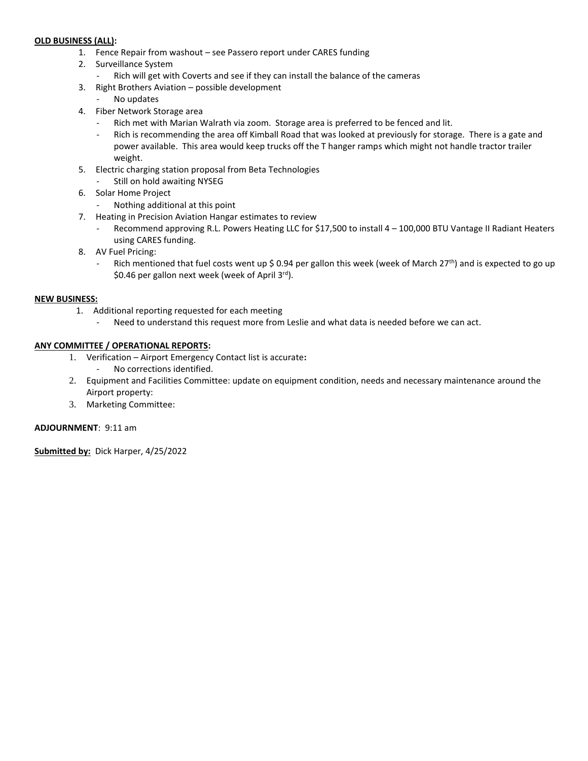**OLD BUSINESS (ALL):**

1. Fence Repair from washout – see Passero report under CARES funding
2. Surveillance System
   - Rich will get with Coverts and see if they can install the balance of the cameras
3. Right Brothers Aviation – possible development
   - No updates
4. Fiber Network Storage area
   - Rich met with Marian Walrath via zoom. Storage area is preferred to be fenced and lit.
   - Rich is recommending the area off Kimball Road that was looked at previously for storage. There is a gate and power available. This area would keep trucks off the T hanger ramps which might not handle tractor trailer weight.
5. Electric charging station proposal from Beta Technologies
   - Still on hold awaiting NYSEG
6. Solar Home Project
   - Nothing additional at this point
7. Heating in Precision Aviation Hangar estimates to review
   - Recommend approving R.L. Powers Heating LLC for $17,500 to install 4 – 100,000 BTU Vantage II Radiant Heaters using CARES funding.
8. AV Fuel Pricing:
   - Rich mentioned that fuel costs went up $ 0.94 per gallon this week (week of March 27th) and is expected to go up $0.46 per gallon next week (week of April 3rd).

**NEW BUSINESS:**

1. Additional reporting requested for each meeting
   - Need to understand this request more from Leslie and what data is needed before we can act.

**ANY COMMITTEE / OPERATIONAL REPORTS:**

1. Verification – Airport Emergency Contact list is accurate**:**
   - No corrections identified.
2. Equipment and Facilities Committee: update on equipment condition, needs and necessary maintenance around the Airport property:
3. Marketing Committee:

**ADJOURNMENT**: 9:11 am

**Submitted by:** Dick Harper, 4/25/2022